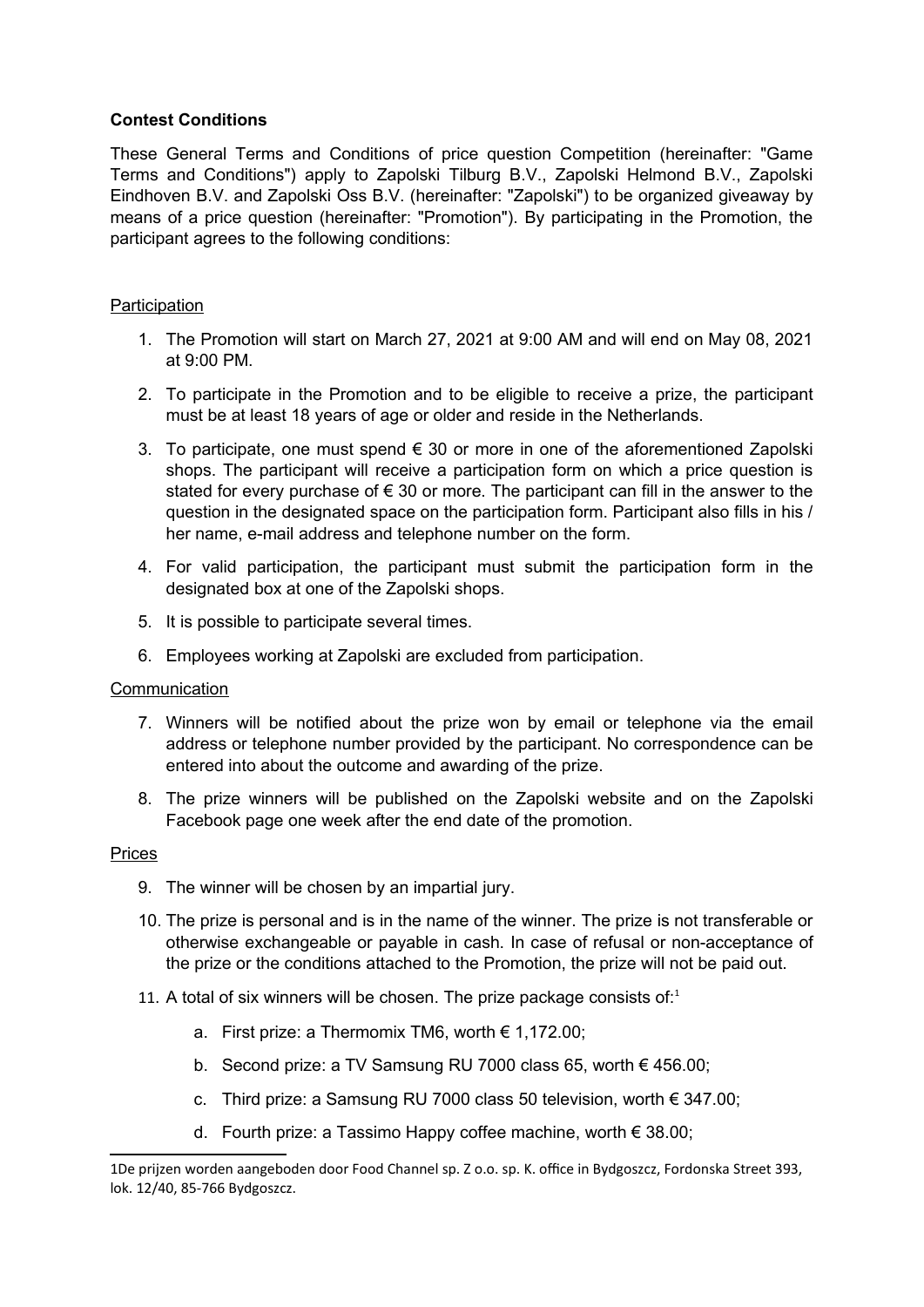**Contest Conditions**

These General Terms and Conditions of price question Competition (hereinafter: "Game Terms and Conditions") apply to Zapolski Tilburg B.V., Zapolski Helmond B.V., Zapolski Eindhoven B.V. and Zapolski Oss B.V. (hereinafter: "Zapolski") to be organized giveaway by means of a price question (hereinafter: "Promotion"). By participating in the Promotion, the participant agrees to the following conditions:

Participation

1. The Promotion will start on March 27, 2021 at 9:00 AM and will end on May 08, 2021 at 9:00 PM.
2. To participate in the Promotion and to be eligible to receive a prize, the participant must be at least 18 years of age or older and reside in the Netherlands.
3. To participate, one must spend € 30 or more in one of the aforementioned Zapolski shops. The participant will receive a participation form on which a price question is stated for every purchase of € 30 or more. The participant can fill in the answer to the question in the designated space on the participation form. Participant also fills in his / her name, e-mail address and telephone number on the form.
4. For valid participation, the participant must submit the participation form in the designated box at one of the Zapolski shops.
5. It is possible to participate several times.
6. Employees working at Zapolski are excluded from participation.

Communication

7. Winners will be notified about the prize won by email or telephone via the email address or telephone number provided by the participant. No correspondence can be entered into about the outcome and awarding of the prize.
8. The prize winners will be published on the Zapolski website and on the Zapolski Facebook page one week after the end date of the promotion.

Prices

9. The winner will be chosen by an impartial jury.
10. The prize is personal and is in the name of the winner. The prize is not transferable or otherwise exchangeable or payable in cash. In case of refusal or non-acceptance of the prize or the conditions attached to the Promotion, the prize will not be paid out.
11. A total of six winners will be chosen. The prize package consists of:[1]
    a. First prize: a Thermomix TM6, worth € 1,172.00;
    b. Second prize: a TV Samsung RU 7000 class 65, worth € 456.00;
    c. Third prize: a Samsung RU 7000 class 50 television, worth € 347.00;
    d. Fourth prize: a Tassimo Happy coffee machine, worth € 38.00;

[1] De prijzen worden aangeboden door Food Channel sp. Z o.o. sp. K. office in Bydgoszcz, Fordonska Street 393, lok. 12/40, 85-766 Bydgoszcz.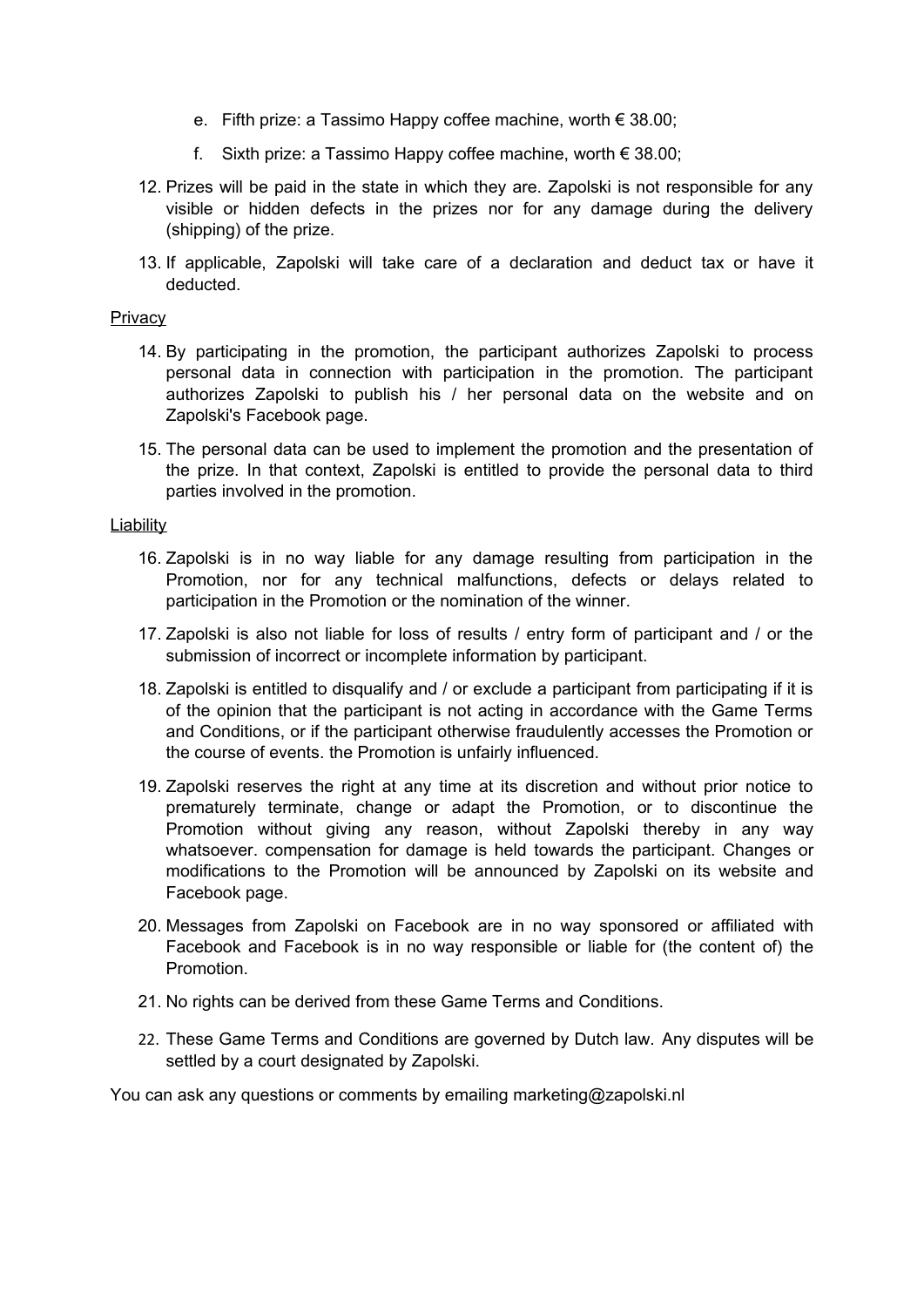e. Fifth prize: a Tassimo Happy coffee machine, worth € 38.00;

f. Sixth prize: a Tassimo Happy coffee machine, worth € 38.00;

12. Prizes will be paid in the state in which they are. Zapolski is not responsible for any visible or hidden defects in the prizes nor for any damage during the delivery (shipping) of the prize.
13. If applicable, Zapolski will take care of a declaration and deduct tax or have it deducted.

Privacy

14. By participating in the promotion, the participant authorizes Zapolski to process personal data in connection with participation in the promotion. The participant authorizes Zapolski to publish his / her personal data on the website and on Zapolski's Facebook page.
15. The personal data can be used to implement the promotion and the presentation of the prize. In that context, Zapolski is entitled to provide the personal data to third parties involved in the promotion.

Liability

16. Zapolski is in no way liable for any damage resulting from participation in the Promotion, nor for any technical malfunctions, defects or delays related to participation in the Promotion or the nomination of the winner.
17. Zapolski is also not liable for loss of results / entry form of participant and / or the submission of incorrect or incomplete information by participant.
18. Zapolski is entitled to disqualify and / or exclude a participant from participating if it is of the opinion that the participant is not acting in accordance with the Game Terms and Conditions, or if the participant otherwise fraudulently accesses the Promotion or the course of events. the Promotion is unfairly influenced.
19. Zapolski reserves the right at any time at its discretion and without prior notice to prematurely terminate, change or adapt the Promotion, or to discontinue the Promotion without giving any reason, without Zapolski thereby in any way whatsoever. compensation for damage is held towards the participant. Changes or modifications to the Promotion will be announced by Zapolski on its website and Facebook page.
20. Messages from Zapolski on Facebook are in no way sponsored or affiliated with Facebook and Facebook is in no way responsible or liable for (the content of) the Promotion.
21. No rights can be derived from these Game Terms and Conditions.
22. These Game Terms and Conditions are governed by Dutch law. Any disputes will be settled by a court designated by Zapolski.

You can ask any questions or comments by emailing marketing@zapolski.nl